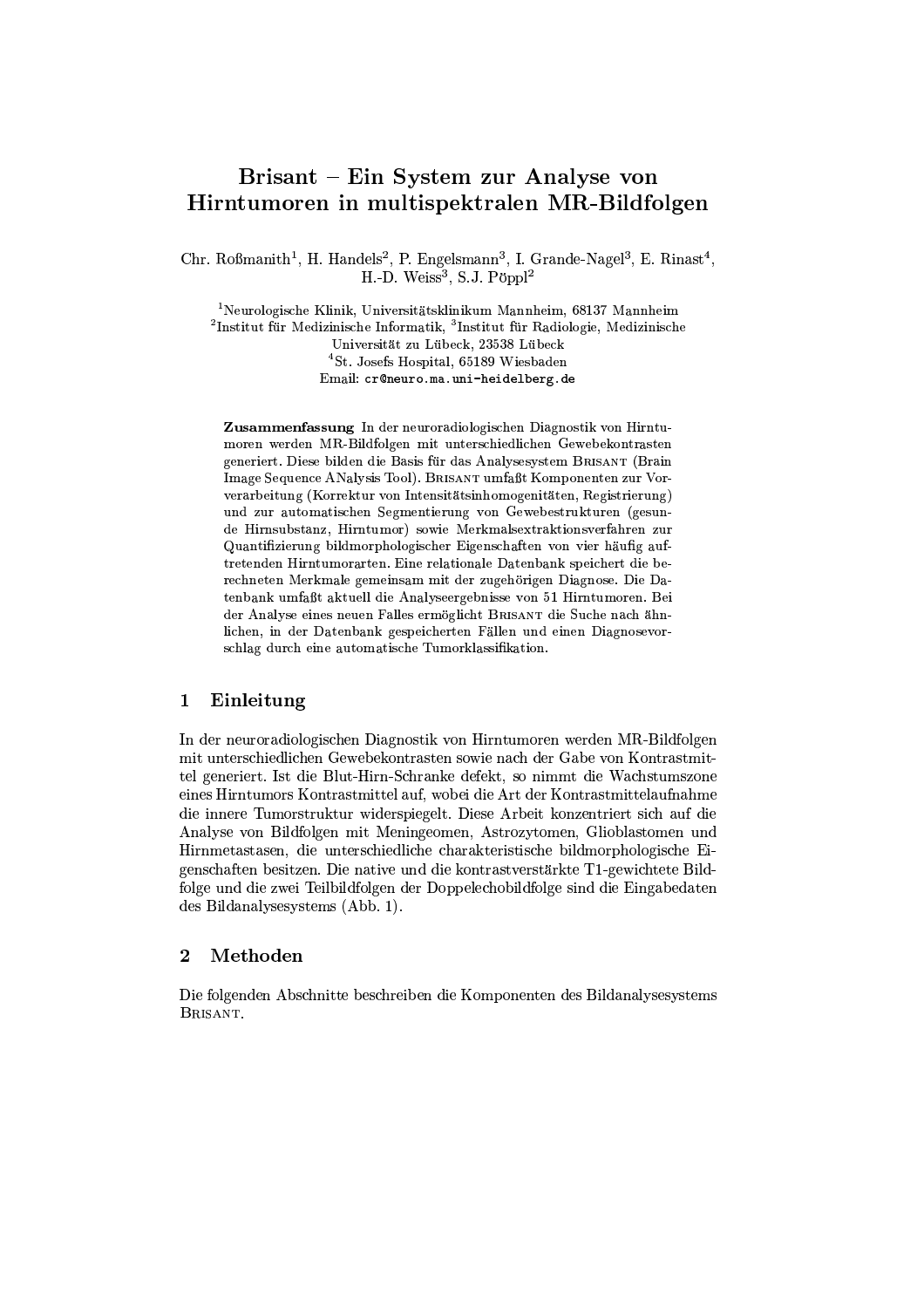# Brisant – Ein System zur Analyse von Hirntumoren in multispektralen MR-Bildfolgen

Chr. Roßmanith[1], H. Handels[2], P. Engelsmann[3], I. Grande-Nagel[3], E. Rinast[4], H.-D. Weiss[3], S.J. Pöppl[2]

[1]Neurologische Klinik, Universitätsklinikum Mannheim, 68137 Mannheim
[2]Institut für Medizinische Informatik, [3]Institut für Radiologie, Medizinische Universität zu Lübeck, 23538 Lübeck
[4]St. Josefs Hospital, 65189 Wiesbaden
Email: cr@neuro.ma.uni-heidelberg.de

**Zusammenfassung** In der neuroradiologischen Diagnostik von Hirntumoren werden MR-Bildfolgen mit unterschiedlichen Gewebekontrasten generiert. Diese bilden die Basis für das Analysesystem Brisant (Brain Image Sequence ANalysis Tool). Brisant umfaßt Komponenten zur Vorverarbeitung (Korrektur von Intensitätsinhomogenitäten, Registrierung) und zur automatischen Segmentierung von Gewebestrukturen (gesunde Hirnsubstanz, Hirntumor) sowie Merkmalsextraktionsverfahren zur Quantifizierung bildmorphologischer Eigenschaften von vier häufig auftretenden Hirntumorarten. Eine relationale Datenbank speichert die berechneten Merkmale gemeinsam mit der zugehörigen Diagnose. Die Datenbank umfaßt aktuell die Analyseergebnisse von 51 Hirntumoren. Bei der Analyse eines neuen Falles ermöglicht Brisant die Suche nach ähnlichen, in der Datenbank gespeicherten Fällen und einen Diagnosevorschlag durch eine automatische Tumorklassifikation.

## 1 Einleitung

In der neuroradiologischen Diagnostik von Hirntumoren werden MR-Bildfolgen mit unterschiedlichen Gewebekontrasten sowie nach der Gabe von Kontrastmittel generiert. Ist die Blut-Hirn-Schranke defekt, so nimmt die Wachstumszone eines Hirntumors Kontrastmittel auf, wobei die Art der Kontrastmittelaufnahme die innere Tumorstruktur widerspiegelt. Diese Arbeit konzentriert sich auf die Analyse von Bildfolgen mit Meningeomen, Astrozytomen, Glioblastomen und Hirnmetastasen, die unterschiedliche charakteristische bildmorphologische Eigenschaften besitzen. Die native und die kontrastverstärkte T1-gewichtete Bildfolge und die zwei Teilbildfolgen der Doppelechobildfolge sind die Eingabedaten des Bildanalysesystems (Abb. 1).

## 2 Methoden

Die folgenden Abschnitte beschreiben die Komponenten des Bildanalysesystems Brisant.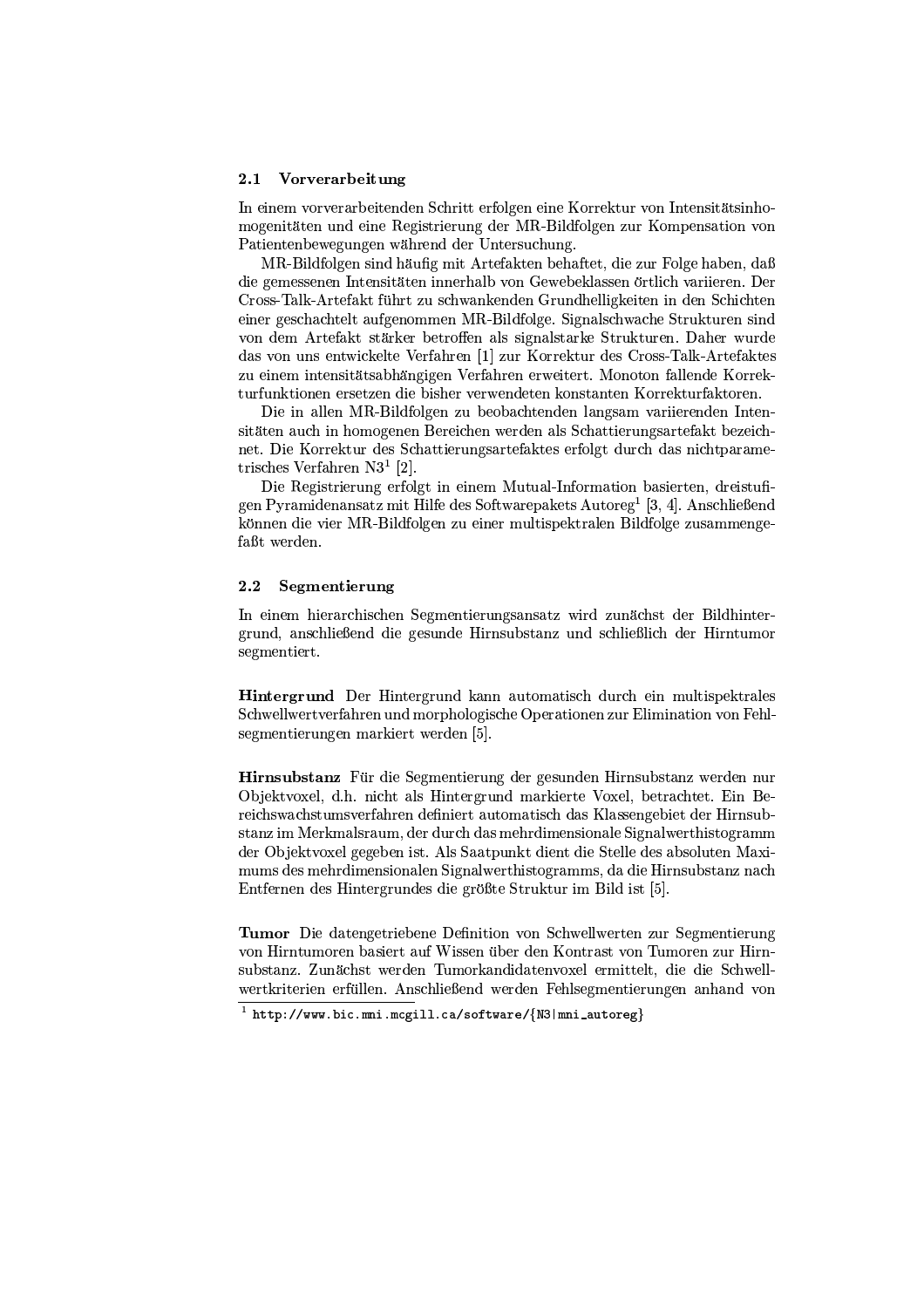## 2.1 Vorverarbeitung

In einem vorverarbeitenden Schritt erfolgen eine Korrektur von Intensitätsinhomogenitäten und eine Registrierung der MR-Bildfolgen zur Kompensation von Patientenbewegungen während der Untersuchung.

MR-Bildfolgen sind häufig mit Artefakten behaftet, die zur Folge haben, daß die gemessenen Intensitäten innerhalb von Gewebeklassen örtlich variieren. Der Cross-Talk-Artefakt führt zu schwankenden Grundhelligkeiten in den Schichten einer geschachtelt aufgenommen MR-Bildfolge. Signalschwache Strukturen sind von dem Artefakt stärker betroffen als signalstarke Strukturen. Daher wurde das von uns entwickelte Verfahren [1] zur Korrektur des Cross-Talk-Artefaktes zu einem intensitätsabhängigen Verfahren erweitert. Monoton fallende Korrekturfunktionen ersetzen die bisher verwendeten konstanten Korrekturfaktoren.

Die in allen MR-Bildfolgen zu beobachtenden langsam variierenden Intensitäten auch in homogenen Bereichen werden als Schattierungsartefakt bezeichnet. Die Korrektur des Schattierungsartefaktes erfolgt durch das nichtparametrische Verfahren N3[1] [2].

Die Registrierung erfolgt in einem Mutual-Information basierten, dreistufigen Pyramidenansatz mit Hilfe des Softwarepakets Autoreg[1] [3, 4]. Anschließend können die vier MR-Bildfolgen zu einer multispektralen Bildfolge zusammengefaßt werden.

## 2.2 Segmentierung

In einem hierarchischen Segmentierungsansatz wird zunächst der Bildhintergrund, anschließend die gesunde Hirnsubstanz und schließlich der Hirntumor segmentiert.

**Hintergrund** Der Hintergrund kann automatisch durch ein multispektrales Schwellwertverfahren und morphologische Operationen zur Elimination von Fehlsegmentierungen markiert werden [5].

**Hirnsubstanz** Für die Segmentierung der gesunden Hirnsubstanz werden nur Objektvoxel, d.h. nicht als Hintergrund markierte Voxel, betrachtet. Ein Bereichswachstumsverfahren definiert automatisch das Klassengebiet der Hirnsubstanz im Merkmalsraum, der durch das mehrdimensionale Signalwerthistogramm der Objektvoxel gegeben ist. Als Saatpunkt dient die Stelle des absoluten Maximums des mehrdimensionalen Signalwerthistogramms, da die Hirnsubstanz nach Entfernen des Hintergrundes die größte Struktur im Bild ist [5].

**Tumor** Die datengetriebene Definition von Schwellwerten zur Segmentierung von Hirntumoren basiert auf Wissen über den Kontrast von Tumoren zur Hirnsubstanz. Zunächst werden Tumorkandidatenvoxel ermittelt, die die Schwellwertkriterien erfüllen. Anschließend werden Fehlsegmentierungen anhand von

[1] `http://www.bic.mni.mcgill.ca/software/{N3|mni_autoreg}`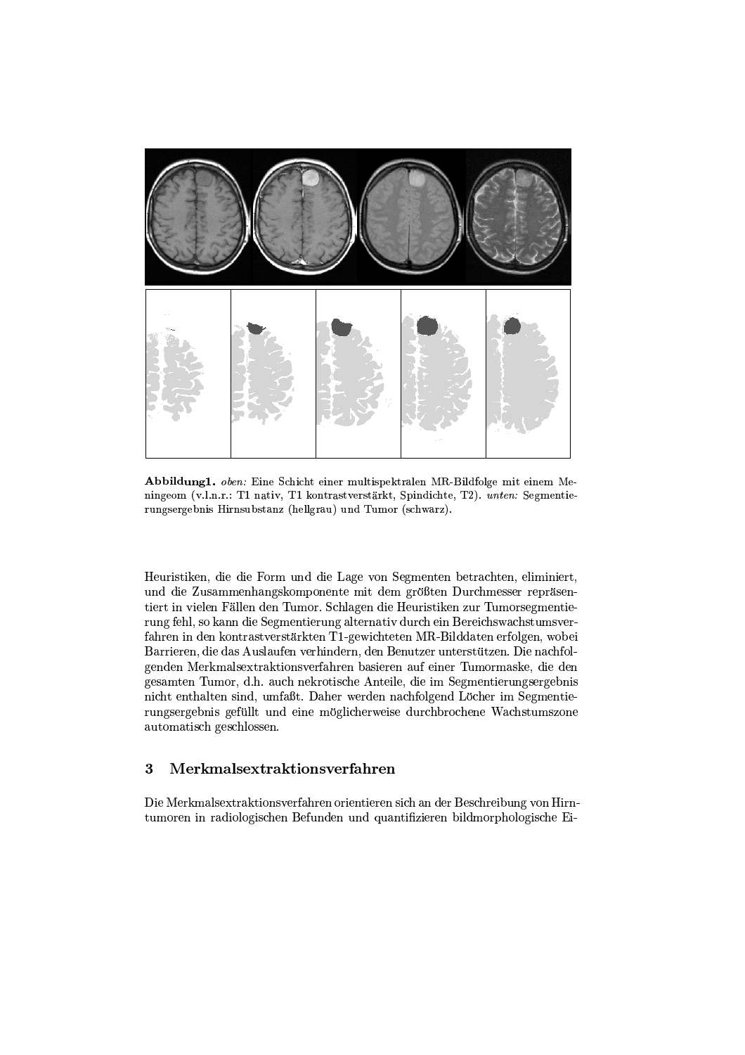**Abbildung1.** *oben:* Eine Schicht einer multispektralen MR-Bildfolge mit einem Meningeom (v.l.n.r.: T1 nativ, T1 kontrastverstärkt, Spindichte, T2). *unten:* Segmentierungsergebnis Hirnsubstanz (hellgrau) und Tumor (schwarz).

Heuristiken, die die Form und die Lage von Segmenten betrachten, eliminiert, und die Zusammenhangskomponente mit dem größten Durchmesser repräsentiert in vielen Fällen den Tumor. Schlagen die Heuristiken zur Tumorsegmentierung fehl, so kann die Segmentierung alternativ durch ein Bereichswachstumsverfahren in den kontrastverstärkten T1-gewichteten MR-Bilddaten erfolgen, wobei Barrieren, die das Auslaufen verhindern, den Benutzer unterstützen. Die nachfolgenden Merkmalsextraktionsverfahren basieren auf einer Tumormaske, die den gesamten Tumor, d.h. auch nekrotische Anteile, die im Segmentierungsergebnis nicht enthalten sind, umfaßt. Daher werden nachfolgend Löcher im Segmentierungsergebnis gefüllt und eine möglicherweise durchbrochene Wachstumszone automatisch geschlossen.

## 3 Merkmalsextraktionsverfahren

Die Merkmalsextraktionsverfahren orientieren sich an der Beschreibung von Hirntumoren in radiologischen Befunden und quantifizieren bildmorphologische Ei-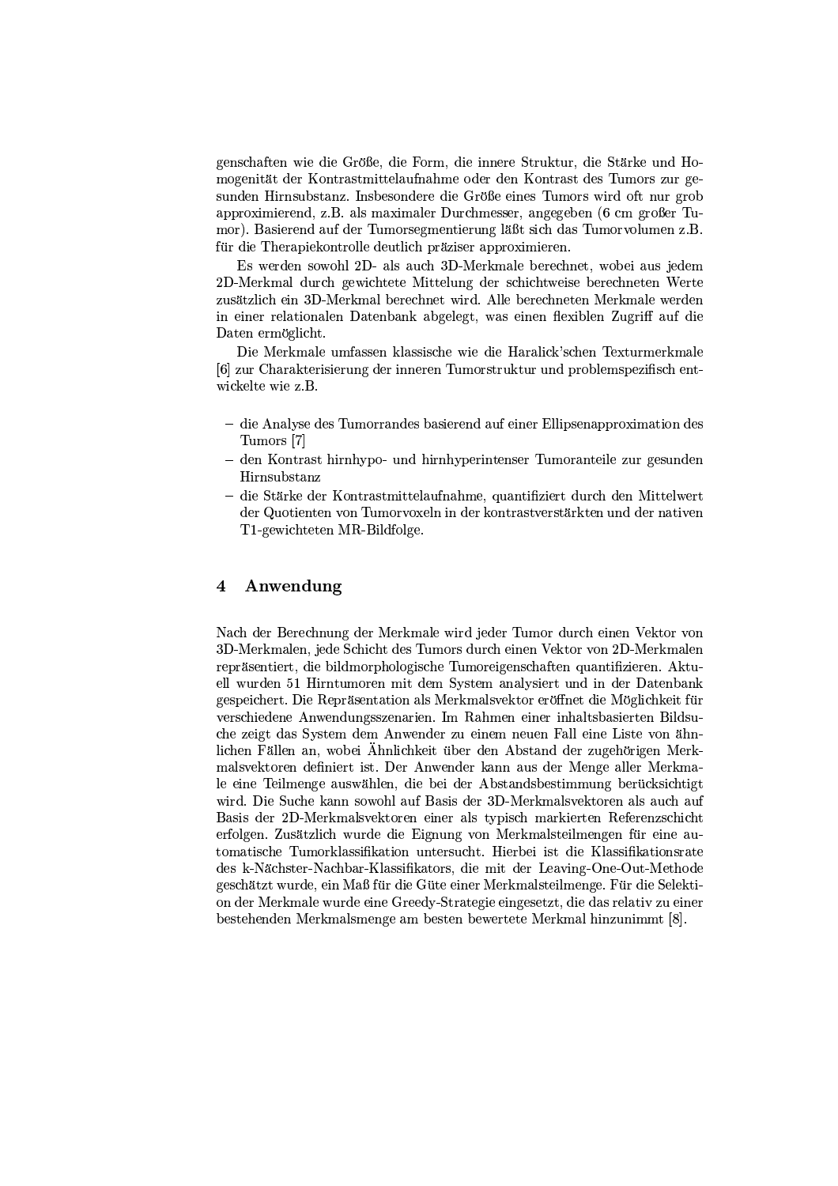genschaften wie die Größe, die Form, die innere Struktur, die Stärke und Homogenität der Kontrastmittelaufnahme oder den Kontrast des Tumors zur gesunden Hirnsubstanz. Insbesondere die Größe eines Tumors wird oft nur grob approximierend, z.B. als maximaler Durchmesser, angegeben (6 cm großer Tumor). Basierend auf der Tumorsegmentierung läßt sich das Tumorvolumen z.B. für die Therapiekontrolle deutlich präziser approximieren.

Es werden sowohl 2D- als auch 3D-Merkmale berechnet, wobei aus jedem 2D-Merkmal durch gewichtete Mittelung der schichtweise berechneten Werte zusätzlich ein 3D-Merkmal berechnet wird. Alle berechneten Merkmale werden in einer relationalen Datenbank abgelegt, was einen flexiblen Zugriff auf die Daten ermöglicht.

Die Merkmale umfassen klassische wie die Haralick'schen Texturmerkmale [6] zur Charakterisierung der inneren Tumorstruktur und problemspezifisch entwickelte wie z.B.

- die Analyse des Tumorrandes basierend auf einer Ellipsenapproximation des Tumors [7]
- den Kontrast hirnhypo- und hirnhyperintenser Tumoranteile zur gesunden Hirnsubstanz
- die Stärke der Kontrastmittelaufnahme, quantifiziert durch den Mittelwert der Quotienten von Tumorvoxeln in der kontrastverstärkten und der nativen T1-gewichteten MR-Bildfolge.

## 4 Anwendung

Nach der Berechnung der Merkmale wird jeder Tumor durch einen Vektor von 3D-Merkmalen, jede Schicht des Tumors durch einen Vektor von 2D-Merkmalen repräsentiert, die bildmorphologische Tumoreigenschaften quantifizieren. Aktuell wurden 51 Hirntumoren mit dem System analysiert und in der Datenbank gespeichert. Die Repräsentation als Merkmalsvektor eröffnet die Möglichkeit für verschiedene Anwendungsszenarien. Im Rahmen einer inhaltsbasierten Bildsuche zeigt das System dem Anwender zu einem neuen Fall eine Liste von ähnlichen Fällen an, wobei Ähnlichkeit über den Abstand der zugehörigen Merkmalsvektoren definiert ist. Der Anwender kann aus der Menge aller Merkmale eine Teilmenge auswählen, die bei der Abstandsbestimmung berücksichtigt wird. Die Suche kann sowohl auf Basis der 3D-Merkmalsvektoren als auch auf Basis der 2D-Merkmalsvektoren einer als typisch markierten Referenzschicht erfolgen. Zusätzlich wurde die Eignung von Merkmalsteilmengen für eine automatische Tumorklassifikation untersucht. Hierbei ist die Klassifikationsrate des k-Nächster-Nachbar-Klassifikators, die mit der Leaving-One-Out-Methode geschätzt wurde, ein Maß für die Güte einer Merkmalsteilmenge. Für die Selektion der Merkmale wurde eine Greedy-Strategie eingesetzt, die das relativ zu einer bestehenden Merkmalsmenge am besten bewertete Merkmal hinzunimmt [8].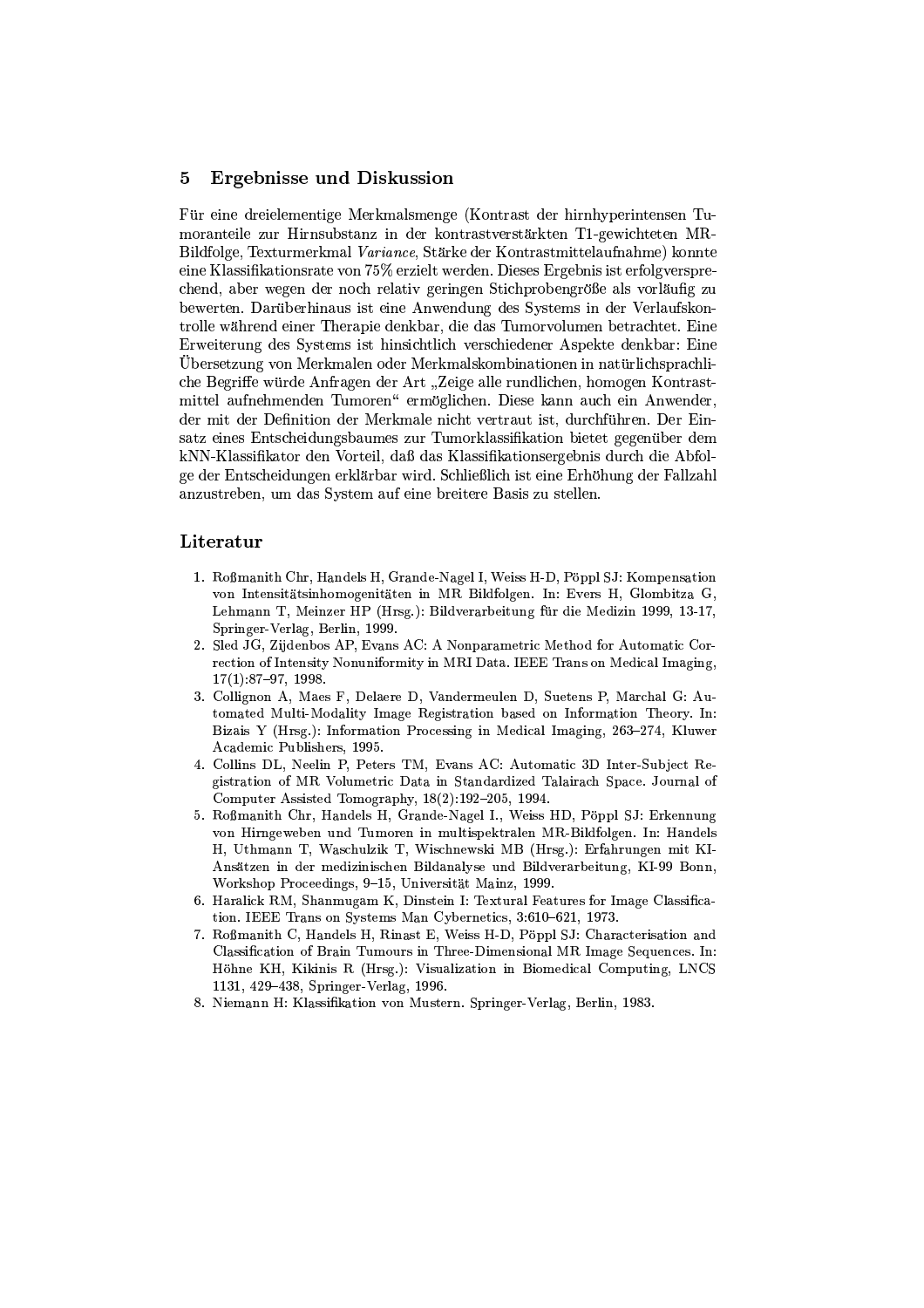## 5 Ergebnisse und Diskussion

Für eine dreielementige Merkmalsmenge (Kontrast der hirnhyperintensen Tumoranteile zur Hirnsubstanz in der kontrastverstärkten T1-gewichteten MR-Bildfolge, Texturmerkmal *Variance*, Stärke der Kontrastmittelaufnahme) konnte eine Klassifikationsrate von 75% erzielt werden. Dieses Ergebnis ist erfolgversprechend, aber wegen der noch relativ geringen Stichprobengröße als vorläufig zu bewerten. Darüberhinaus ist eine Anwendung des Systems in der Verlaufskontrolle während einer Therapie denkbar, die das Tumorvolumen betrachtet. Eine Erweiterung des Systems ist hinsichtlich verschiedener Aspekte denkbar: Eine Übersetzung von Merkmalen oder Merkmalskombinationen in natürlichsprachliche Begriffe würde Anfragen der Art „Zeige alle rundlichen, homogen Kontrastmittel aufnehmenden Tumoren" ermöglichen. Diese kann auch ein Anwender, der mit der Definition der Merkmale nicht vertraut ist, durchführen. Der Einsatz eines Entscheidungsbaumes zur Tumorklassifikation bietet gegenüber dem kNN-Klassifikator den Vorteil, daß das Klassifikationsergebnis durch die Abfolge der Entscheidungen erklärbar wird. Schließlich ist eine Erhöhung der Fallzahl anzustreben, um das System auf eine breitere Basis zu stellen.

## Literatur

1. Roßmanith Chr, Handels H, Grande-Nagel I, Weiss H-D, Pöppl SJ: Kompensation von Intensitätsinhomogenitäten in MR Bildfolgen. In: Evers H, Glombitza G, Lehmann T, Meinzer HP (Hrsg.): Bildverarbeitung für die Medizin 1999, 13-17, Springer-Verlag, Berlin, 1999.
2. Sled JG, Zijdenbos AP, Evans AC: A Nonparametric Method for Automatic Correction of Intensity Nonuniformity in MRI Data. IEEE Trans on Medical Imaging, 17(1):87–97, 1998.
3. Collignon A, Maes F, Delaere D, Vandermeulen D, Suetens P, Marchal G: Automated Multi-Modality Image Registration based on Information Theory. In: Bizais Y (Hrsg.): Information Processing in Medical Imaging, 263–274, Kluwer Academic Publishers, 1995.
4. Collins DL, Neelin P, Peters TM, Evans AC: Automatic 3D Inter-Subject Registration of MR Volumetric Data in Standardized Talairach Space. Journal of Computer Assisted Tomography, 18(2):192–205, 1994.
5. Roßmanith Chr, Handels H, Grande-Nagel I., Weiss HD, Pöppl SJ: Erkennung von Hirngeweben und Tumoren in multispektralen MR-Bildfolgen. In: Handels H, Uthmann T, Waschulzik T, Wischnewski MB (Hrsg.): Erfahrungen mit KI-Ansätzen in der medizinischen Bildanalyse und Bildverarbeitung, KI-99 Bonn, Workshop Proceedings, 9–15, Universität Mainz, 1999.
6. Haralick RM, Shanmugam K, Dinstein I: Textural Features for Image Classification. IEEE Trans on Systems Man Cybernetics, 3:610–621, 1973.
7. Roßmanith C, Handels H, Rinast E, Weiss H-D, Pöppl SJ: Characterisation and Classification of Brain Tumours in Three-Dimensional MR Image Sequences. In: Höhne KH, Kikinis R (Hrsg.): Visualization in Biomedical Computing, LNCS 1131, 429–438, Springer-Verlag, 1996.
8. Niemann H: Klassifikation von Mustern. Springer-Verlag, Berlin, 1983.